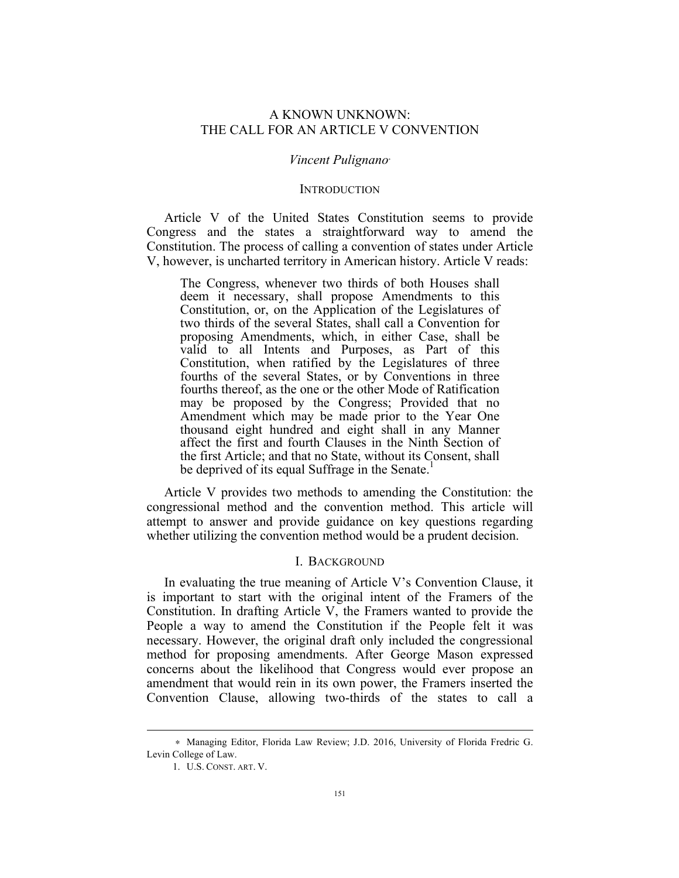# A KNOWN UNKNOWN: THE CALL FOR AN ARTICLE V CONVENTION

*Vincent Pulignano*[*]

## INTRODUCTION

Article V of the United States Constitution seems to provide Congress and the states a straightforward way to amend the Constitution. The process of calling a convention of states under Article V, however, is uncharted territory in American history. Article V reads:

> The Congress, whenever two thirds of both Houses shall deem it necessary, shall propose Amendments to this Constitution, or, on the Application of the Legislatures of two thirds of the several States, shall call a Convention for proposing Amendments, which, in either Case, shall be valid to all Intents and Purposes, as Part of this Constitution, when ratified by the Legislatures of three fourths of the several States, or by Conventions in three fourths thereof, as the one or the other Mode of Ratification may be proposed by the Congress; Provided that no Amendment which may be made prior to the Year One thousand eight hundred and eight shall in any Manner affect the first and fourth Clauses in the Ninth Section of the first Article; and that no State, without its Consent, shall be deprived of its equal Suffrage in the Senate.[1]

Article V provides two methods to amending the Constitution: the congressional method and the convention method. This article will attempt to answer and provide guidance on key questions regarding whether utilizing the convention method would be a prudent decision.

## I. BACKGROUND

In evaluating the true meaning of Article V's Convention Clause, it is important to start with the original intent of the Framers of the Constitution. In drafting Article V, the Framers wanted to provide the People a way to amend the Constitution if the People felt it was necessary. However, the original draft only included the congressional method for proposing amendments. After George Mason expressed concerns about the likelihood that Congress would ever propose an amendment that would rein in its own power, the Framers inserted the Convention Clause, allowing two-thirds of the states to call a

---

[*] Managing Editor, Florida Law Review; J.D. 2016, University of Florida Fredric G. Levin College of Law.

1. U.S. CONST. ART. V.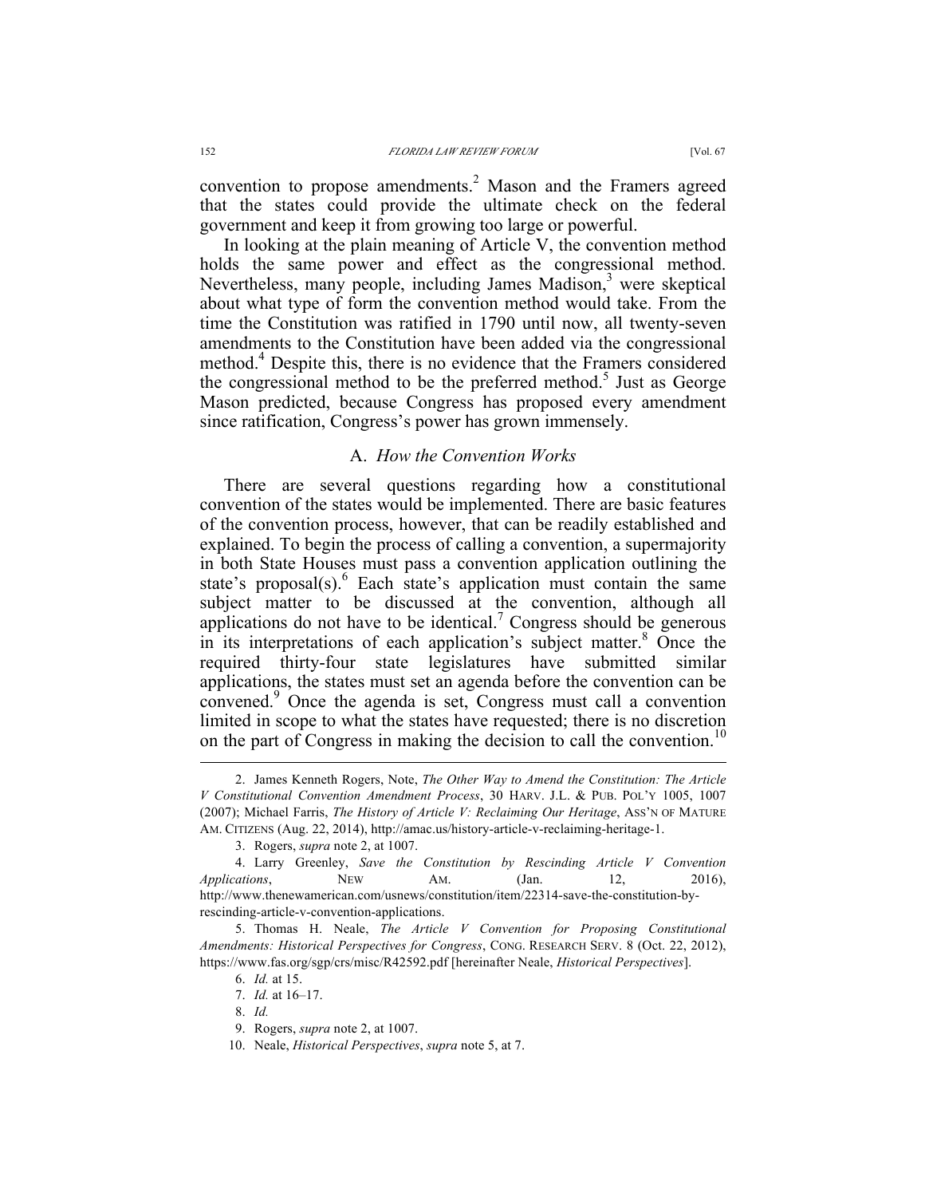convention to propose amendments.[2] Mason and the Framers agreed that the states could provide the ultimate check on the federal government and keep it from growing too large or powerful.

In looking at the plain meaning of Article V, the convention method holds the same power and effect as the congressional method. Nevertheless, many people, including James Madison,[3] were skeptical about what type of form the convention method would take. From the time the Constitution was ratified in 1790 until now, all twenty-seven amendments to the Constitution have been added via the congressional method.[4] Despite this, there is no evidence that the Framers considered the congressional method to be the preferred method.[5] Just as George Mason predicted, because Congress has proposed every amendment since ratification, Congress's power has grown immensely.

### A. *How the Convention Works*

There are several questions regarding how a constitutional convention of the states would be implemented. There are basic features of the convention process, however, that can be readily established and explained. To begin the process of calling a convention, a supermajority in both State Houses must pass a convention application outlining the state's proposal(s).[6] Each state's application must contain the same subject matter to be discussed at the convention, although all applications do not have to be identical.[7] Congress should be generous in its interpretations of each application's subject matter.[8] Once the required thirty-four state legislatures have submitted similar applications, the states must set an agenda before the convention can be convened.[9] Once the agenda is set, Congress must call a convention limited in scope to what the states have requested; there is no discretion on the part of Congress in making the decision to call the convention.[10]

---

2. James Kenneth Rogers, Note, *The Other Way to Amend the Constitution: The Article V Constitutional Convention Amendment Process*, 30 HARV. J.L. & PUB. POL'Y 1005, 1007 (2007); Michael Farris, *The History of Article V: Reclaiming Our Heritage*, ASS'N OF MATURE AM. CITIZENS (Aug. 22, 2014), http://amac.us/history-article-v-reclaiming-heritage-1.

3. Rogers, *supra* note 2, at 1007.

4. Larry Greenley, *Save the Constitution by Rescinding Article V Convention Applications*, NEW AM. (Jan. 12, 2016), http://www.thenewamerican.com/usnews/constitution/item/22314-save-the-constitution-by-rescinding-article-v-convention-applications.

5. Thomas H. Neale, *The Article V Convention for Proposing Constitutional Amendments: Historical Perspectives for Congress*, CONG. RESEARCH SERV. 8 (Oct. 22, 2012), https://www.fas.org/sgp/crs/misc/R42592.pdf [hereinafter Neale, *Historical Perspectives*].

6. *Id.* at 15.

7. *Id.* at 16–17.

8. *Id.*

9. Rogers, *supra* note 2, at 1007.

10. Neale, *Historical Perspectives*, *supra* note 5, at 7.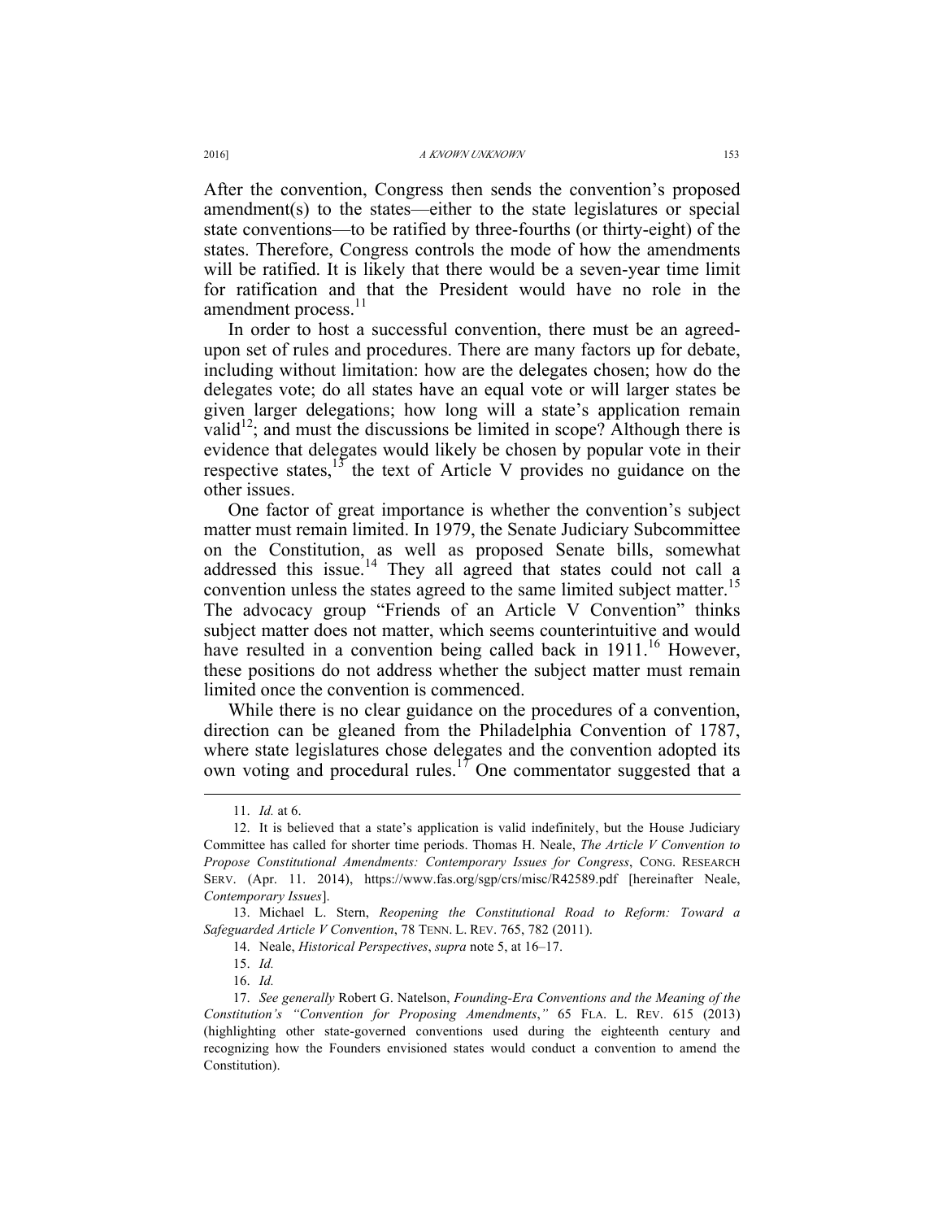After the convention, Congress then sends the convention's proposed amendment(s) to the states—either to the state legislatures or special state conventions—to be ratified by three-fourths (or thirty-eight) of the states. Therefore, Congress controls the mode of how the amendments will be ratified. It is likely that there would be a seven-year time limit for ratification and that the President would have no role in the amendment process.[11]

In order to host a successful convention, there must be an agreed-upon set of rules and procedures. There are many factors up for debate, including without limitation: how are the delegates chosen; how do the delegates vote; do all states have an equal vote or will larger states be given larger delegations; how long will a state's application remain valid[12]; and must the discussions be limited in scope? Although there is evidence that delegates would likely be chosen by popular vote in their respective states,[13] the text of Article V provides no guidance on the other issues.

One factor of great importance is whether the convention's subject matter must remain limited. In 1979, the Senate Judiciary Subcommittee on the Constitution, as well as proposed Senate bills, somewhat addressed this issue.[14] They all agreed that states could not call a convention unless the states agreed to the same limited subject matter.[15] The advocacy group "Friends of an Article V Convention" thinks subject matter does not matter, which seems counterintuitive and would have resulted in a convention being called back in 1911.[16] However, these positions do not address whether the subject matter must remain limited once the convention is commenced.

While there is no clear guidance on the procedures of a convention, direction can be gleaned from the Philadelphia Convention of 1787, where state legislatures chose delegates and the convention adopted its own voting and procedural rules.[17] One commentator suggested that a

---

11. *Id.* at 6.

12. It is believed that a state's application is valid indefinitely, but the House Judiciary Committee has called for shorter time periods. Thomas H. Neale, *The Article V Convention to Propose Constitutional Amendments: Contemporary Issues for Congress*, CONG. RESEARCH SERV. (Apr. 11. 2014), https://www.fas.org/sgp/crs/misc/R42589.pdf [hereinafter Neale, *Contemporary Issues*].

13. Michael L. Stern, *Reopening the Constitutional Road to Reform: Toward a Safeguarded Article V Convention*, 78 TENN. L. REV. 765, 782 (2011).

14. Neale, *Historical Perspectives*, *supra* note 5, at 16–17.

15. *Id.*

16. *Id.*

17. *See generally* Robert G. Natelson, *Founding-Era Conventions and the Meaning of the Constitution's "Convention for Proposing Amendments*,*"* 65 FLA. L. REV. 615 (2013) (highlighting other state-governed conventions used during the eighteenth century and recognizing how the Founders envisioned states would conduct a convention to amend the Constitution).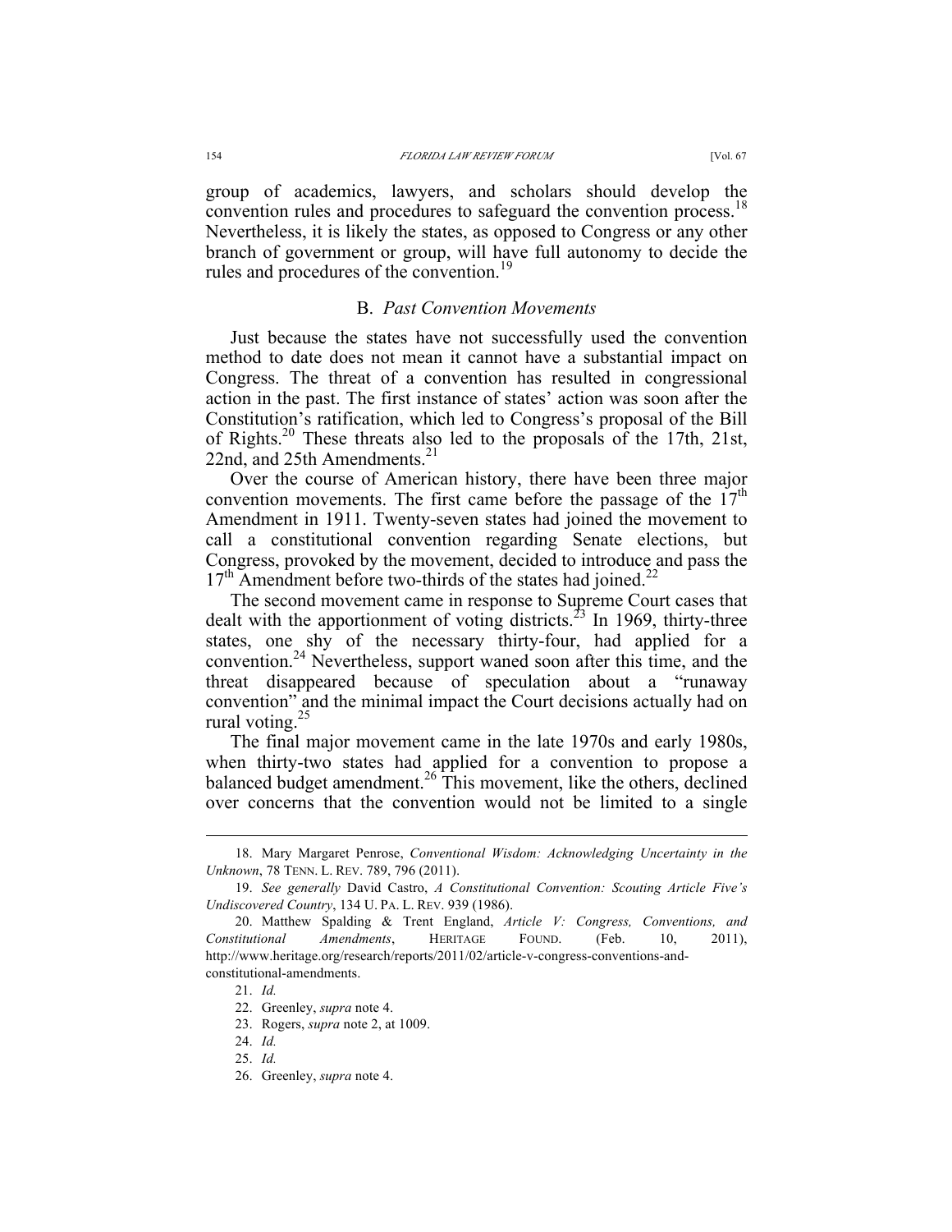group of academics, lawyers, and scholars should develop the convention rules and procedures to safeguard the convention process.[18] Nevertheless, it is likely the states, as opposed to Congress or any other branch of government or group, will have full autonomy to decide the rules and procedures of the convention.[19]

## B. *Past Convention Movements*

Just because the states have not successfully used the convention method to date does not mean it cannot have a substantial impact on Congress. The threat of a convention has resulted in congressional action in the past. The first instance of states' action was soon after the Constitution's ratification, which led to Congress's proposal of the Bill of Rights.[20] These threats also led to the proposals of the 17th, 21st, 22nd, and 25th Amendments.[21]

Over the course of American history, there have been three major convention movements. The first came before the passage of the 17th Amendment in 1911. Twenty-seven states had joined the movement to call a constitutional convention regarding Senate elections, but Congress, provoked by the movement, decided to introduce and pass the 17th Amendment before two-thirds of the states had joined.[22]

The second movement came in response to Supreme Court cases that dealt with the apportionment of voting districts.[23] In 1969, thirty-three states, one shy of the necessary thirty-four, had applied for a convention.[24] Nevertheless, support waned soon after this time, and the threat disappeared because of speculation about a "runaway convention" and the minimal impact the Court decisions actually had on rural voting.[25]

The final major movement came in the late 1970s and early 1980s, when thirty-two states had applied for a convention to propose a balanced budget amendment.[26] This movement, like the others, declined over concerns that the convention would not be limited to a single

---

18. Mary Margaret Penrose, *Conventional Wisdom: Acknowledging Uncertainty in the Unknown*, 78 TENN. L. REV. 789, 796 (2011).

19. *See generally* David Castro, *A Constitutional Convention: Scouting Article Five's Undiscovered Country*, 134 U. PA. L. REV. 939 (1986).

20. Matthew Spalding & Trent England, *Article V: Congress, Conventions, and Constitutional Amendments*, HERITAGE FOUND. (Feb. 10, 2011), http://www.heritage.org/research/reports/2011/02/article-v-congress-conventions-and-constitutional-amendments.

21. *Id.*

22. Greenley, *supra* note 4.

23. Rogers, *supra* note 2, at 1009.

24. *Id.*

25. *Id.*

26. Greenley, *supra* note 4.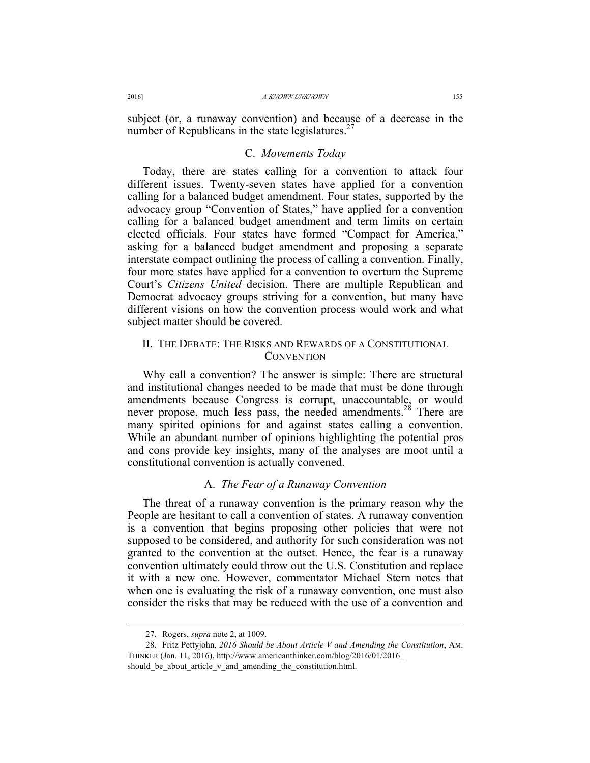subject (or, a runaway convention) and because of a decrease in the number of Republicans in the state legislatures.[27]

### C. *Movements Today*

Today, there are states calling for a convention to attack four different issues. Twenty-seven states have applied for a convention calling for a balanced budget amendment. Four states, supported by the advocacy group "Convention of States," have applied for a convention calling for a balanced budget amendment and term limits on certain elected officials. Four states have formed "Compact for America," asking for a balanced budget amendment and proposing a separate interstate compact outlining the process of calling a convention. Finally, four more states have applied for a convention to overturn the Supreme Court's *Citizens United* decision. There are multiple Republican and Democrat advocacy groups striving for a convention, but many have different visions on how the convention process would work and what subject matter should be covered.

## II. THE DEBATE: THE RISKS AND REWARDS OF A CONSTITUTIONAL CONVENTION

Why call a convention? The answer is simple: There are structural and institutional changes needed to be made that must be done through amendments because Congress is corrupt, unaccountable, or would never propose, much less pass, the needed amendments.[28] There are many spirited opinions for and against states calling a convention. While an abundant number of opinions highlighting the potential pros and cons provide key insights, many of the analyses are moot until a constitutional convention is actually convened.

### A. *The Fear of a Runaway Convention*

The threat of a runaway convention is the primary reason why the People are hesitant to call a convention of states. A runaway convention is a convention that begins proposing other policies that were not supposed to be considered, and authority for such consideration was not granted to the convention at the outset. Hence, the fear is a runaway convention ultimately could throw out the U.S. Constitution and replace it with a new one. However, commentator Michael Stern notes that when one is evaluating the risk of a runaway convention, one must also consider the risks that may be reduced with the use of a convention and

---

27. Rogers, *supra* note 2, at 1009.

28. Fritz Pettyjohn, *2016 Should be About Article V and Amending the Constitution*, AM. THINKER (Jan. 11, 2016), http://www.americanthinker.com/blog/2016/01/2016_should_be_about_article_v_and_amending_the_constitution.html.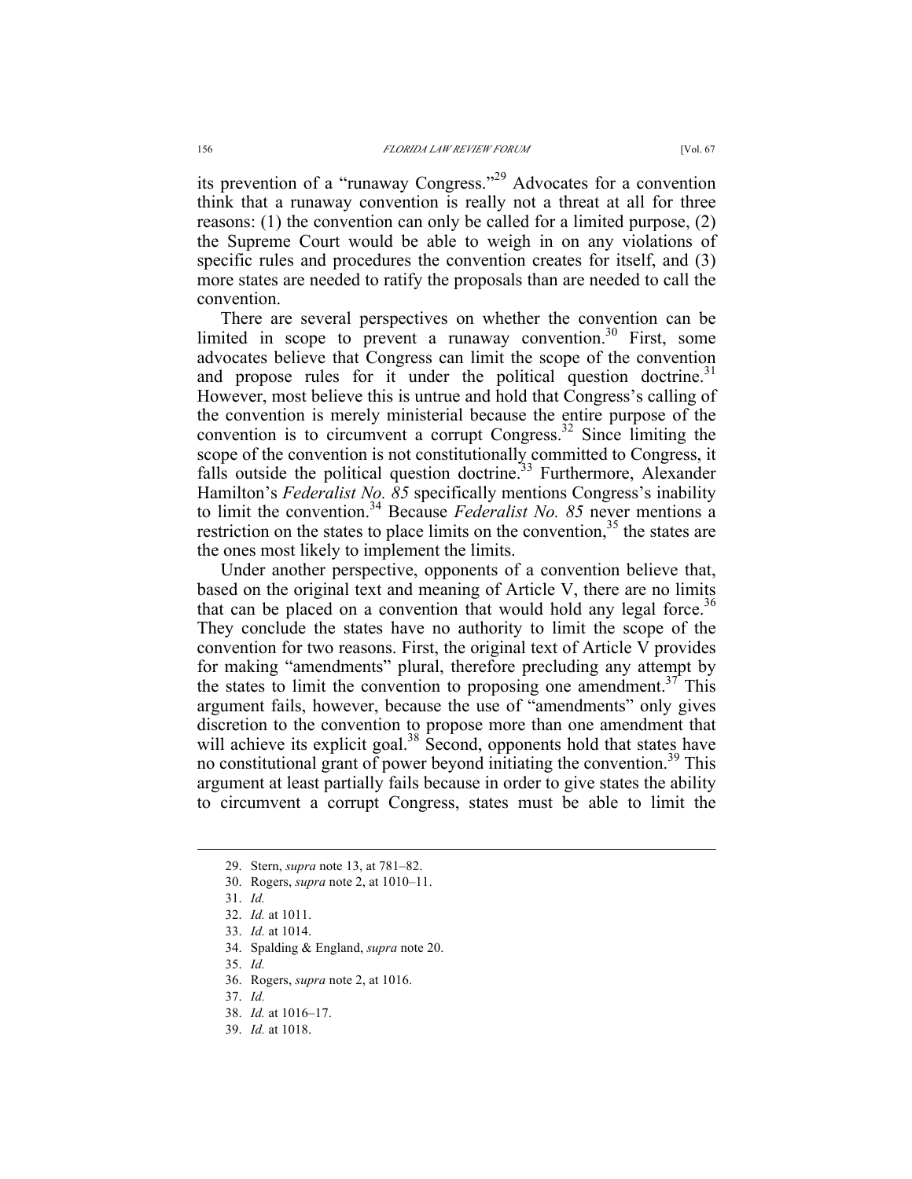its prevention of a "runaway Congress."[29] Advocates for a convention think that a runaway convention is really not a threat at all for three reasons: (1) the convention can only be called for a limited purpose, (2) the Supreme Court would be able to weigh in on any violations of specific rules and procedures the convention creates for itself, and (3) more states are needed to ratify the proposals than are needed to call the convention.

There are several perspectives on whether the convention can be limited in scope to prevent a runaway convention.[30] First, some advocates believe that Congress can limit the scope of the convention and propose rules for it under the political question doctrine.[31] However, most believe this is untrue and hold that Congress's calling of the convention is merely ministerial because the entire purpose of the convention is to circumvent a corrupt Congress.[32] Since limiting the scope of the convention is not constitutionally committed to Congress, it falls outside the political question doctrine.[33] Furthermore, Alexander Hamilton's *Federalist No. 85* specifically mentions Congress's inability to limit the convention.[34] Because *Federalist No. 85* never mentions a restriction on the states to place limits on the convention,[35] the states are the ones most likely to implement the limits.

Under another perspective, opponents of a convention believe that, based on the original text and meaning of Article V, there are no limits that can be placed on a convention that would hold any legal force.[36] They conclude the states have no authority to limit the scope of the convention for two reasons. First, the original text of Article V provides for making "amendments" plural, therefore precluding any attempt by the states to limit the convention to proposing one amendment.[37] This argument fails, however, because the use of "amendments" only gives discretion to the convention to propose more than one amendment that will achieve its explicit goal.[38] Second, opponents hold that states have no constitutional grant of power beyond initiating the convention.[39] This argument at least partially fails because in order to give states the ability to circumvent a corrupt Congress, states must be able to limit the

29. Stern, *supra* note 13, at 781–82.

30. Rogers, *supra* note 2, at 1010–11.

31. *Id.*

32. *Id.* at 1011.

33. *Id.* at 1014.

34. Spalding & England, *supra* note 20.

35. *Id.*

36. Rogers, *supra* note 2, at 1016.

37. *Id.*

38. *Id.* at 1016–17.

39. *Id.* at 1018.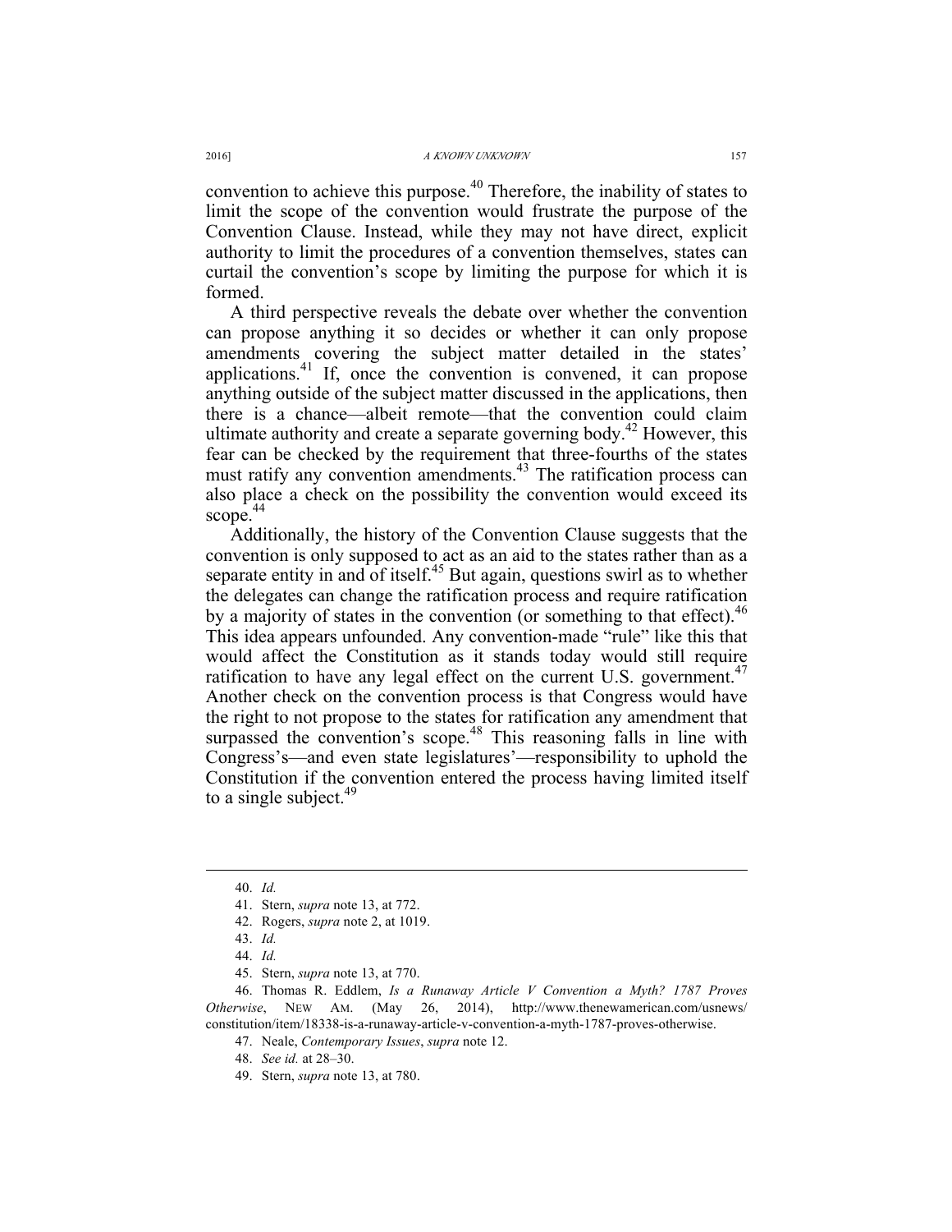convention to achieve this purpose.[40] Therefore, the inability of states to limit the scope of the convention would frustrate the purpose of the Convention Clause. Instead, while they may not have direct, explicit authority to limit the procedures of a convention themselves, states can curtail the convention's scope by limiting the purpose for which it is formed.

A third perspective reveals the debate over whether the convention can propose anything it so decides or whether it can only propose amendments covering the subject matter detailed in the states' applications.[41] If, once the convention is convened, it can propose anything outside of the subject matter discussed in the applications, then there is a chance—albeit remote—that the convention could claim ultimate authority and create a separate governing body.[42] However, this fear can be checked by the requirement that three-fourths of the states must ratify any convention amendments.[43] The ratification process can also place a check on the possibility the convention would exceed its scope.[44]

Additionally, the history of the Convention Clause suggests that the convention is only supposed to act as an aid to the states rather than as a separate entity in and of itself.[45] But again, questions swirl as to whether the delegates can change the ratification process and require ratification by a majority of states in the convention (or something to that effect).[46] This idea appears unfounded. Any convention-made "rule" like this that would affect the Constitution as it stands today would still require ratification to have any legal effect on the current U.S. government.[47] Another check on the convention process is that Congress would have the right to not propose to the states for ratification any amendment that surpassed the convention's scope.[48] This reasoning falls in line with Congress's—and even state legislatures'—responsibility to uphold the Constitution if the convention entered the process having limited itself to a single subject.[49]

---

40. *Id.*

41. Stern, *supra* note 13, at 772.

42. Rogers, *supra* note 2, at 1019.

43. *Id.*

44. *Id.*

45. Stern, *supra* note 13, at 770.

46. Thomas R. Eddlem, *Is a Runaway Article V Convention a Myth? 1787 Proves Otherwise*, NEW AM. (May 26, 2014), http://www.thenewamerican.com/usnews/constitution/item/18338-is-a-runaway-article-v-convention-a-myth-1787-proves-otherwise.

47. Neale, *Contemporary Issues*, *supra* note 12.

48. *See id.* at 28–30.

49. Stern, *supra* note 13, at 780.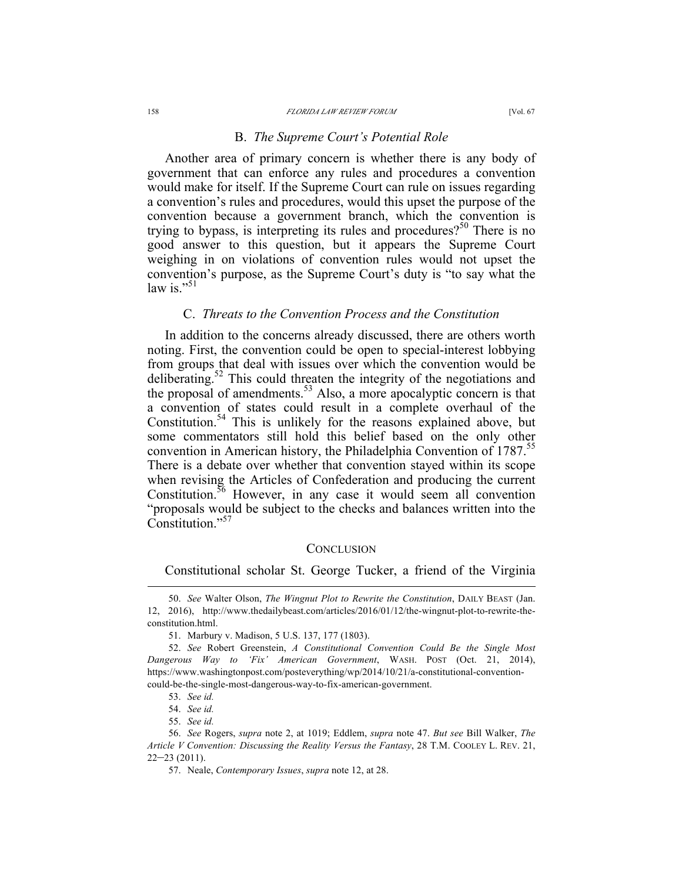### B. *The Supreme Court's Potential Role*

Another area of primary concern is whether there is any body of government that can enforce any rules and procedures a convention would make for itself. If the Supreme Court can rule on issues regarding a convention's rules and procedures, would this upset the purpose of the convention because a government branch, which the convention is trying to bypass, is interpreting its rules and procedures?[50] There is no good answer to this question, but it appears the Supreme Court weighing in on violations of convention rules would not upset the convention's purpose, as the Supreme Court's duty is "to say what the law is."[51]

### C. *Threats to the Convention Process and the Constitution*

In addition to the concerns already discussed, there are others worth noting. First, the convention could be open to special-interest lobbying from groups that deal with issues over which the convention would be deliberating.[52] This could threaten the integrity of the negotiations and the proposal of amendments.[53] Also, a more apocalyptic concern is that a convention of states could result in a complete overhaul of the Constitution.[54] This is unlikely for the reasons explained above, but some commentators still hold this belief based on the only other convention in American history, the Philadelphia Convention of 1787.[55] There is a debate over whether that convention stayed within its scope when revising the Articles of Confederation and producing the current Constitution.[56] However, in any case it would seem all convention "proposals would be subject to the checks and balances written into the Constitution."[57]

## CONCLUSION

Constitutional scholar St. George Tucker, a friend of the Virginia

---

50. *See* Walter Olson, *The Wingnut Plot to Rewrite the Constitution*, DAILY BEAST (Jan. 12, 2016), http://www.thedailybeast.com/articles/2016/01/12/the-wingnut-plot-to-rewrite-the-constitution.html.

51. Marbury v. Madison, 5 U.S. 137, 177 (1803).

52. *See* Robert Greenstein, *A Constitutional Convention Could Be the Single Most Dangerous Way to 'Fix' American Government*, WASH. POST (Oct. 21, 2014), https://www.washingtonpost.com/posteverything/wp/2014/10/21/a-constitutional-convention-could-be-the-single-most-dangerous-way-to-fix-american-government.

53. *See id.*

54. *See id.*

55. *See id.*

56. *See* Rogers, *supra* note 2, at 1019; Eddlem, *supra* note 47. *But see* Bill Walker, *The Article V Convention: Discussing the Reality Versus the Fantasy*, 28 T.M. COOLEY L. REV. 21, 22–23 (2011).

57. Neale, *Contemporary Issues*, *supra* note 12, at 28.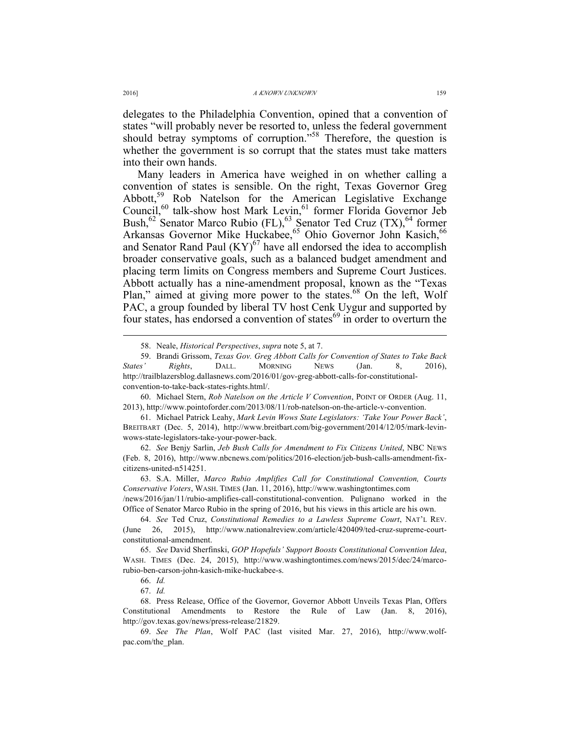delegates to the Philadelphia Convention, opined that a convention of states "will probably never be resorted to, unless the federal government should betray symptoms of corruption."[58] Therefore, the question is whether the government is so corrupt that the states must take matters into their own hands.

Many leaders in America have weighed in on whether calling a convention of states is sensible. On the right, Texas Governor Greg Abbott,[59] Rob Natelson for the American Legislative Exchange Council,[60] talk-show host Mark Levin,[61] former Florida Governor Jeb Bush,[62] Senator Marco Rubio (FL),[63] Senator Ted Cruz (TX),[64] former Arkansas Governor Mike Huckabee,[65] Ohio Governor John Kasich,[66] and Senator Rand Paul (KY)[67] have all endorsed the idea to accomplish broader conservative goals, such as a balanced budget amendment and placing term limits on Congress members and Supreme Court Justices. Abbott actually has a nine-amendment proposal, known as the "Texas Plan," aimed at giving more power to the states.[68] On the left, Wolf PAC, a group founded by liberal TV host Cenk Uygur and supported by four states, has endorsed a convention of states[69] in order to overturn the

---

58. Neale, *Historical Perspectives*, *supra* note 5, at 7.

59. Brandi Grissom, *Texas Gov. Greg Abbott Calls for Convention of States to Take Back States' Rights*, DALL. MORNING NEWS (Jan. 8, 2016), http://trailblazersblog.dallasnews.com/2016/01/gov-greg-abbott-calls-for-constitutional-convention-to-take-back-states-rights.html/.

60. Michael Stern, *Rob Natelson on the Article V Convention*, POINT OF ORDER (Aug. 11, 2013), http://www.pointoforder.com/2013/08/11/rob-natelson-on-the-article-v-convention.

61. Michael Patrick Leahy, *Mark Levin Wows State Legislators: 'Take Your Power Back'*, BREITBART (Dec. 5, 2014), http://www.breitbart.com/big-government/2014/12/05/mark-levin-wows-state-legislators-take-your-power-back.

62. *See* Benjy Sarlin, *Jeb Bush Calls for Amendment to Fix Citizens United*, NBC NEWS (Feb. 8, 2016), http://www.nbcnews.com/politics/2016-election/jeb-bush-calls-amendment-fix-citizens-united-n514251.

63. S.A. Miller, *Marco Rubio Amplifies Call for Constitutional Convention, Courts Conservative Voters*, WASH. TIMES (Jan. 11, 2016), http://www.washingtontimes.com /news/2016/jan/11/rubio-amplifies-call-constitutional-convention. Pulignano worked in the Office of Senator Marco Rubio in the spring of 2016, but his views in this article are his own.

64. *See* Ted Cruz, *Constitutional Remedies to a Lawless Supreme Court*, NAT'L REV. (June 26, 2015), http://www.nationalreview.com/article/420409/ted-cruz-supreme-court-constitutional-amendment.

65. *See* David Sherfinski, *GOP Hopefuls' Support Boosts Constitutional Convention Idea*, WASH. TIMES (Dec. 24, 2015), http://www.washingtontimes.com/news/2015/dec/24/marco-rubio-ben-carson-john-kasich-mike-huckabee-s.

66. *Id.*

67. *Id.*

68. Press Release, Office of the Governor, Governor Abbott Unveils Texas Plan, Offers Constitutional Amendments to Restore the Rule of Law (Jan. 8, 2016), http://gov.texas.gov/news/press-release/21829.

69. *See The Plan*, Wolf PAC (last visited Mar. 27, 2016), http://www.wolf-pac.com/the_plan.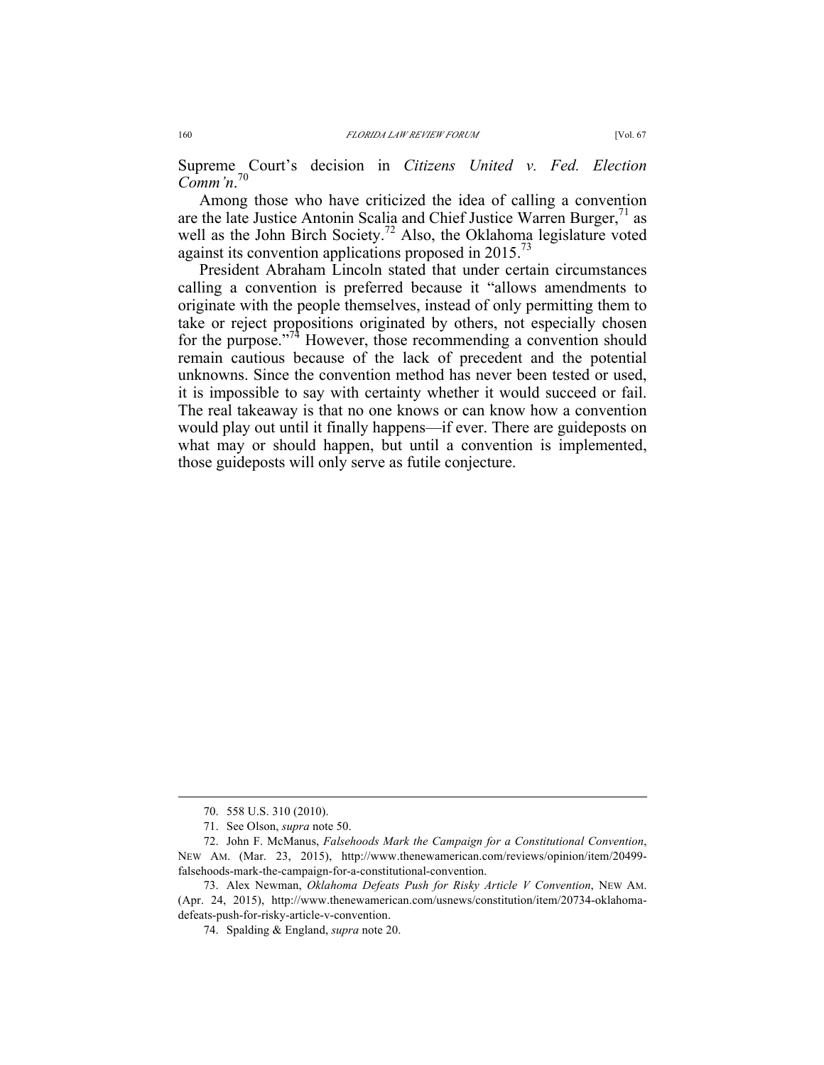Supreme Court's decision in *Citizens United v. Fed. Election Comm'n*.[70]

Among those who have criticized the idea of calling a convention are the late Justice Antonin Scalia and Chief Justice Warren Burger,[71] as well as the John Birch Society.[72] Also, the Oklahoma legislature voted against its convention applications proposed in 2015.[73]

President Abraham Lincoln stated that under certain circumstances calling a convention is preferred because it "allows amendments to originate with the people themselves, instead of only permitting them to take or reject propositions originated by others, not especially chosen for the purpose."[74] However, those recommending a convention should remain cautious because of the lack of precedent and the potential unknowns. Since the convention method has never been tested or used, it is impossible to say with certainty whether it would succeed or fail. The real takeaway is that no one knows or can know how a convention would play out until it finally happens—if ever. There are guideposts on what may or should happen, but until a convention is implemented, those guideposts will only serve as futile conjecture.

---

70. 558 U.S. 310 (2010).

71. See Olson, *supra* note 50.

72. John F. McManus, *Falsehoods Mark the Campaign for a Constitutional Convention*, NEW AM. (Mar. 23, 2015), http://www.thenewamerican.com/reviews/opinion/item/20499-falsehoods-mark-the-campaign-for-a-constitutional-convention.

73. Alex Newman, *Oklahoma Defeats Push for Risky Article V Convention*, NEW AM. (Apr. 24, 2015), http://www.thenewamerican.com/usnews/constitution/item/20734-oklahoma-defeats-push-for-risky-article-v-convention.

74. Spalding & England, *supra* note 20.